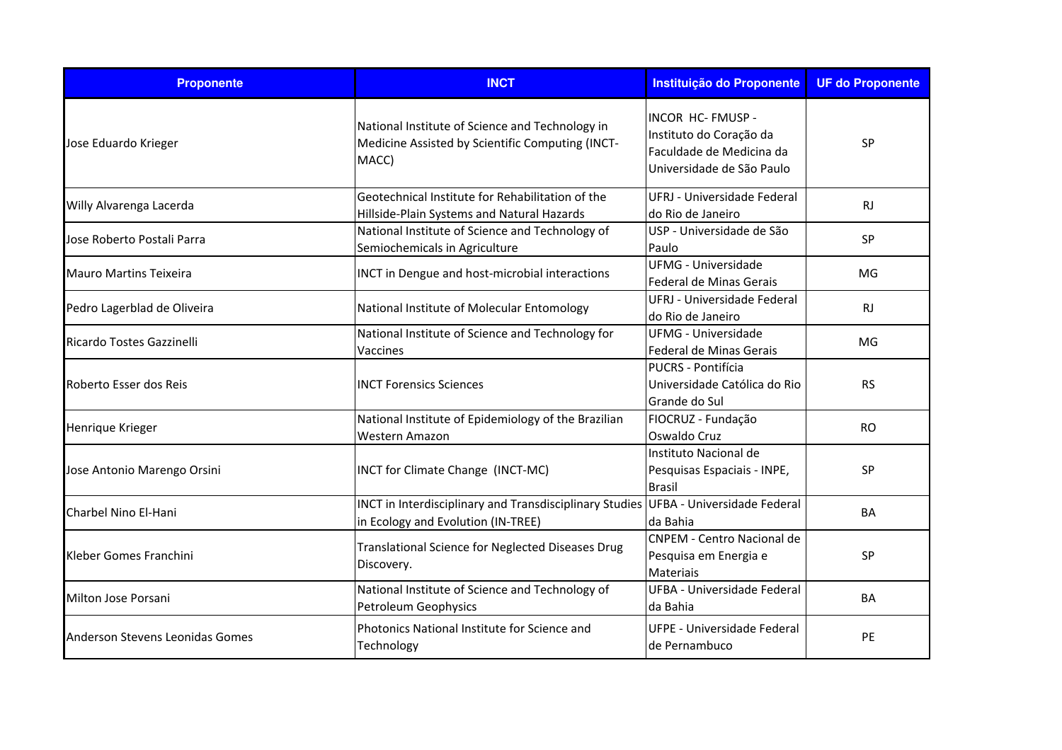| Proponente | INCT | Instituição do Proponente | UF do Proponente |
|---|---|---|---|
| Jose Eduardo Krieger | National Institute of Science and Technology in Medicine Assisted by Scientific Computing (INCT-MACC) | INCOR HC- FMUSP - Instituto do Coração da Faculdade de Medicina da Universidade de São Paulo | SP |
| Willy Alvarenga Lacerda | Geotechnical Institute for Rehabilitation of the Hillside-Plain Systems and Natural Hazards | UFRJ - Universidade Federal do Rio de Janeiro | RJ |
| Jose Roberto Postali Parra | National Institute of Science and Technology of Semiochemicals in Agriculture | USP - Universidade de São Paulo | SP |
| Mauro Martins Teixeira | INCT in Dengue and host-microbial interactions | UFMG - Universidade Federal de Minas Gerais | MG |
| Pedro Lagerblad de Oliveira | National Institute of Molecular Entomology | UFRJ - Universidade Federal do Rio de Janeiro | RJ |
| Ricardo Tostes Gazzinelli | National Institute of Science and Technology for Vaccines | UFMG - Universidade Federal de Minas Gerais | MG |
| Roberto Esser dos Reis | INCT Forensics Sciences | PUCRS - Pontifícia Universidade Católica do Rio Grande do Sul | RS |
| Henrique Krieger | National Institute of Epidemiology of the Brazilian Western Amazon | FIOCRUZ - Fundação Oswaldo Cruz | RO |
| Jose Antonio Marengo Orsini | INCT for Climate Change (INCT-MC) | Instituto Nacional de Pesquisas Espaciais - INPE, Brasil | SP |
| Charbel Nino El-Hani | INCT in Interdisciplinary and Transdisciplinary Studies in Ecology and Evolution (IN-TREE) | UFBA - Universidade Federal da Bahia | BA |
| Kleber Gomes Franchini | Translational Science for Neglected Diseases Drug Discovery. | CNPEM - Centro Nacional de Pesquisa em Energia e Materiais | SP |
| Milton Jose Porsani | National Institute of Science and Technology of Petroleum Geophysics | UFBA - Universidade Federal da Bahia | BA |
| Anderson Stevens Leonidas Gomes | Photonics National Institute for Science and Technology | UFPE - Universidade Federal de Pernambuco | PE |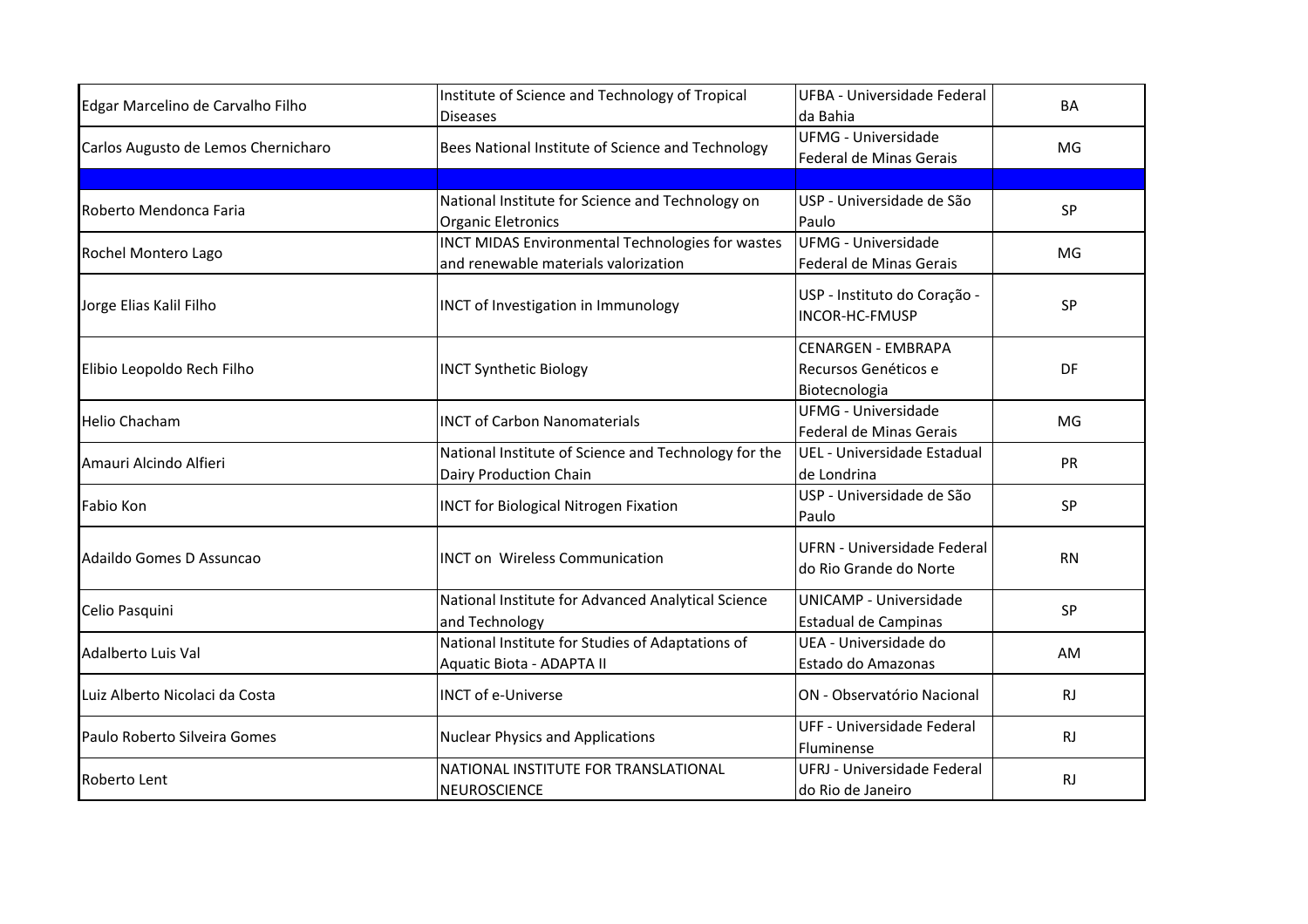| | | | |
|---|---|---|---|
| Edgar Marcelino de Carvalho Filho | Institute of Science and Technology of Tropical Diseases | UFBA - Universidade Federal da Bahia | BA |
| Carlos Augusto de Lemos Chernicharo | Bees National Institute of Science and Technology | UFMG - Universidade Federal de Minas Gerais | MG |
| | | | |
| Roberto Mendonca Faria | National Institute for Science and Technology on Organic Eletronics | USP - Universidade de São Paulo | SP |
| Rochel Montero Lago | INCT MIDAS Environmental Technologies for wastes and renewable materials valorization | UFMG - Universidade Federal de Minas Gerais | MG |
| Jorge Elias Kalil Filho | INCT of Investigation in Immunology | USP - Instituto do Coração - INCOR-HC-FMUSP | SP |
| Elibio Leopoldo Rech Filho | INCT Synthetic Biology | CENARGEN - EMBRAPA Recursos Genéticos e Biotecnologia | DF |
| Helio Chacham | INCT of Carbon Nanomaterials | UFMG - Universidade Federal de Minas Gerais | MG |
| Amauri Alcindo Alfieri | National Institute of Science and Technology for the Dairy Production Chain | UEL - Universidade Estadual de Londrina | PR |
| Fabio Kon | INCT for Biological Nitrogen Fixation | USP - Universidade de São Paulo | SP |
| Adaildo Gomes D Assuncao | INCT on Wireless Communication | UFRN - Universidade Federal do Rio Grande do Norte | RN |
| Celio Pasquini | National Institute for Advanced Analytical Science and Technology | UNICAMP - Universidade Estadual de Campinas | SP |
| Adalberto Luis Val | National Institute for Studies of Adaptations of Aquatic Biota - ADAPTA II | UEA - Universidade do Estado do Amazonas | AM |
| Luiz Alberto Nicolaci da Costa | INCT of e-Universe | ON - Observatório Nacional | RJ |
| Paulo Roberto Silveira Gomes | Nuclear Physics and Applications | UFF - Universidade Federal Fluminense | RJ |
| Roberto Lent | NATIONAL INSTITUTE FOR TRANSLATIONAL NEUROSCIENCE | UFRJ - Universidade Federal do Rio de Janeiro | RJ |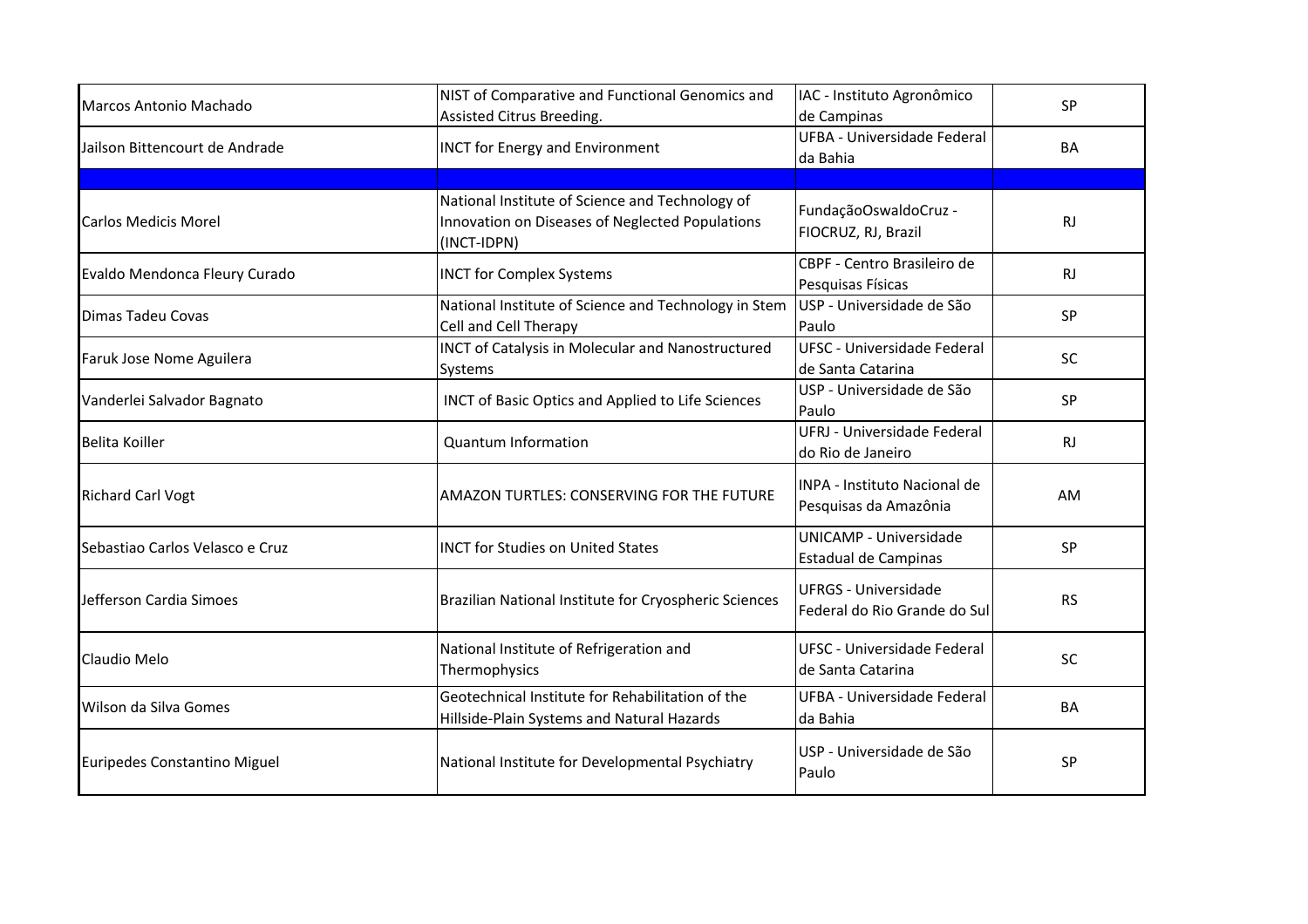| | | | |
|---|---|---|---|
| Marcos Antonio Machado | NIST of Comparative and Functional Genomics and Assisted Citrus Breeding. | IAC - Instituto Agronômico de Campinas | SP |
| Jailson Bittencourt de Andrade | INCT for Energy and Environment | UFBA - Universidade Federal da Bahia | BA |
| | | | |
| Carlos Medicis Morel | National Institute of Science and Technology of Innovation on Diseases of Neglected Populations (INCT-IDPN) | FundaçãoOswaldoCruz - FIOCRUZ, RJ, Brazil | RJ |
| Evaldo Mendonca Fleury Curado | INCT for Complex Systems | CBPF - Centro Brasileiro de Pesquisas Físicas | RJ |
| Dimas Tadeu Covas | National Institute of Science and Technology in Stem Cell and Cell Therapy | USP - Universidade de São Paulo | SP |
| Faruk Jose Nome Aguilera | INCT of Catalysis in Molecular and Nanostructured Systems | UFSC - Universidade Federal de Santa Catarina | SC |
| Vanderlei Salvador Bagnato | INCT of Basic Optics and Applied to Life Sciences | USP - Universidade de São Paulo | SP |
| Belita Koiller | Quantum Information | UFRJ - Universidade Federal do Rio de Janeiro | RJ |
| Richard Carl Vogt | AMAZON TURTLES: CONSERVING FOR THE FUTURE | INPA - Instituto Nacional de Pesquisas da Amazônia | AM |
| Sebastiao Carlos Velasco e Cruz | INCT for Studies on United States | UNICAMP - Universidade Estadual de Campinas | SP |
| Jefferson Cardia Simoes | Brazilian National Institute for Cryospheric Sciences | UFRGS - Universidade Federal do Rio Grande do Sul | RS |
| Claudio Melo | National Institute of Refrigeration and Thermophysics | UFSC - Universidade Federal de Santa Catarina | SC |
| Wilson da Silva Gomes | Geotechnical Institute for Rehabilitation of the Hillside-Plain Systems and Natural Hazards | UFBA - Universidade Federal da Bahia | BA |
| Euripedes Constantino Miguel | National Institute for Developmental Psychiatry | USP - Universidade de São Paulo | SP |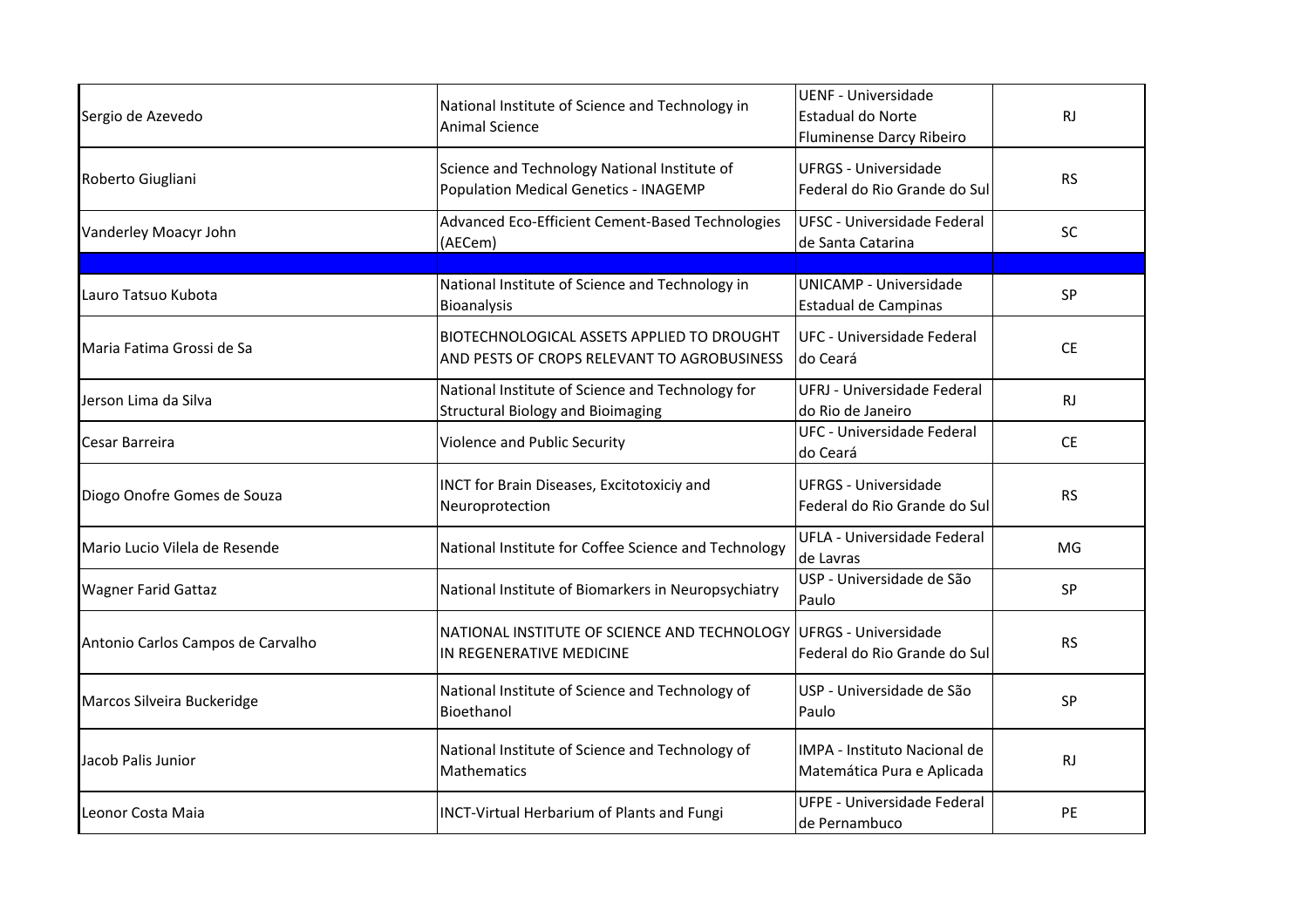| | | | |
|---|---|---|---|
| Sergio de Azevedo | National Institute of Science and Technology in Animal Science | UENF - Universidade Estadual do Norte Fluminense Darcy Ribeiro | RJ |
| Roberto Giugliani | Science and Technology National Institute of Population Medical Genetics - INAGEMP | UFRGS - Universidade Federal do Rio Grande do Sul | RS |
| Vanderley Moacyr John | Advanced Eco-Efficient Cement-Based Technologies (AECem) | UFSC - Universidade Federal de Santa Catarina | SC |
| | | | |
| Lauro Tatsuo Kubota | National Institute of Science and Technology in Bioanalysis | UNICAMP - Universidade Estadual de Campinas | SP |
| Maria Fatima Grossi de Sa | BIOTECHNOLOGICAL ASSETS APPLIED TO DROUGHT AND PESTS OF CROPS RELEVANT TO AGROBUSINESS | UFC - Universidade Federal do Ceará | CE |
| Jerson Lima da Silva | National Institute of Science and Technology for Structural Biology and Bioimaging | UFRJ - Universidade Federal do Rio de Janeiro | RJ |
| Cesar Barreira | Violence and Public Security | UFC - Universidade Federal do Ceará | CE |
| Diogo Onofre Gomes de Souza | INCT for Brain Diseases, Excitotoxiciy and Neuroprotection | UFRGS - Universidade Federal do Rio Grande do Sul | RS |
| Mario Lucio Vilela de Resende | National Institute for Coffee Science and Technology | UFLA - Universidade Federal de Lavras | MG |
| Wagner Farid Gattaz | National Institute of Biomarkers in Neuropsychiatry | USP - Universidade de São Paulo | SP |
| Antonio Carlos Campos de Carvalho | NATIONAL INSTITUTE OF SCIENCE AND TECHNOLOGY IN REGENERATIVE MEDICINE | UFRGS - Universidade Federal do Rio Grande do Sul | RS |
| Marcos Silveira Buckeridge | National Institute of Science and Technology of Bioethanol | USP - Universidade de São Paulo | SP |
| Jacob Palis Junior | National Institute of Science and Technology of Mathematics | IMPA - Instituto Nacional de Matemática Pura e Aplicada | RJ |
| Leonor Costa Maia | INCT-Virtual Herbarium of Plants and Fungi | UFPE - Universidade Federal de Pernambuco | PE |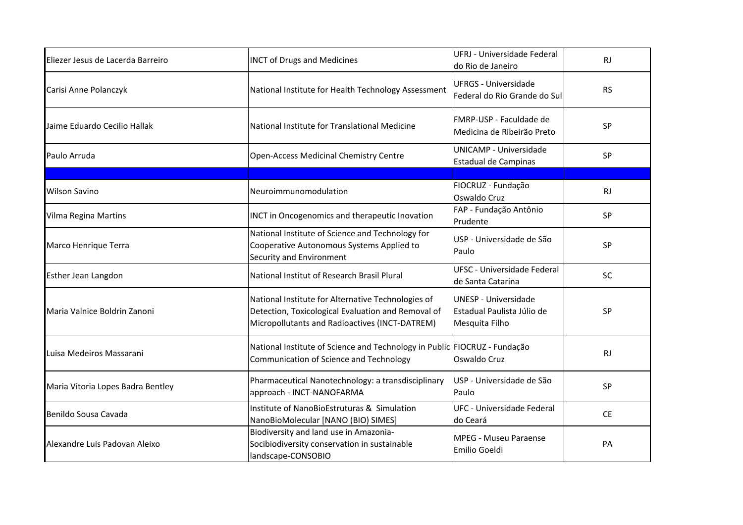| | | | |
|---|---|---|---|
| Eliezer Jesus de Lacerda Barreiro | INCT of Drugs and Medicines | UFRJ - Universidade Federal do Rio de Janeiro | RJ |
| Carisi Anne Polanczyk | National Institute for Health Technology Assessment | UFRGS - Universidade Federal do Rio Grande do Sul | RS |
| Jaime Eduardo Cecilio Hallak | National Institute for Translational Medicine | FMRP-USP - Faculdade de Medicina de Ribeirão Preto | SP |
| Paulo Arruda | Open-Access Medicinal Chemistry Centre | UNICAMP - Universidade Estadual de Campinas | SP |
| | | | |
| Wilson Savino | Neuroimmunomodulation | FIOCRUZ - Fundação Oswaldo Cruz | RJ |
| Vilma Regina Martins | INCT in Oncogenomics and therapeutic Inovation | FAP - Fundação Antônio Prudente | SP |
| Marco Henrique Terra | National Institute of Science and Technology for Cooperative Autonomous Systems Applied to Security and Environment | USP - Universidade de São Paulo | SP |
| Esther Jean Langdon | National Institut of Research Brasil Plural | UFSC - Universidade Federal de Santa Catarina | SC |
| Maria Valnice Boldrin Zanoni | National Institute for Alternative Technologies of Detection, Toxicological Evaluation and Removal of Micropollutants and Radioactives (INCT-DATREM) | UNESP - Universidade Estadual Paulista Júlio de Mesquita Filho | SP |
| Luisa Medeiros Massarani | National Institute of Science and Technology in Public Communication of Science and Technology | FIOCRUZ - Fundação Oswaldo Cruz | RJ |
| Maria Vitoria Lopes Badra Bentley | Pharmaceutical Nanotechnology: a transdisciplinary approach - INCT-NANOFARMA | USP - Universidade de São Paulo | SP |
| Benildo Sousa Cavada | Institute of NanoBioEstruturas & Simulation NanoBioMolecular [NANO (BIO) SIMES] | UFC - Universidade Federal do Ceará | CE |
| Alexandre Luis Padovan Aleixo | Biodiversity and land use in Amazonia-Socibiodiversity conservation in sustainable landscape-CONSOBIO | MPEG - Museu Paraense Emilio Goeldi | PA |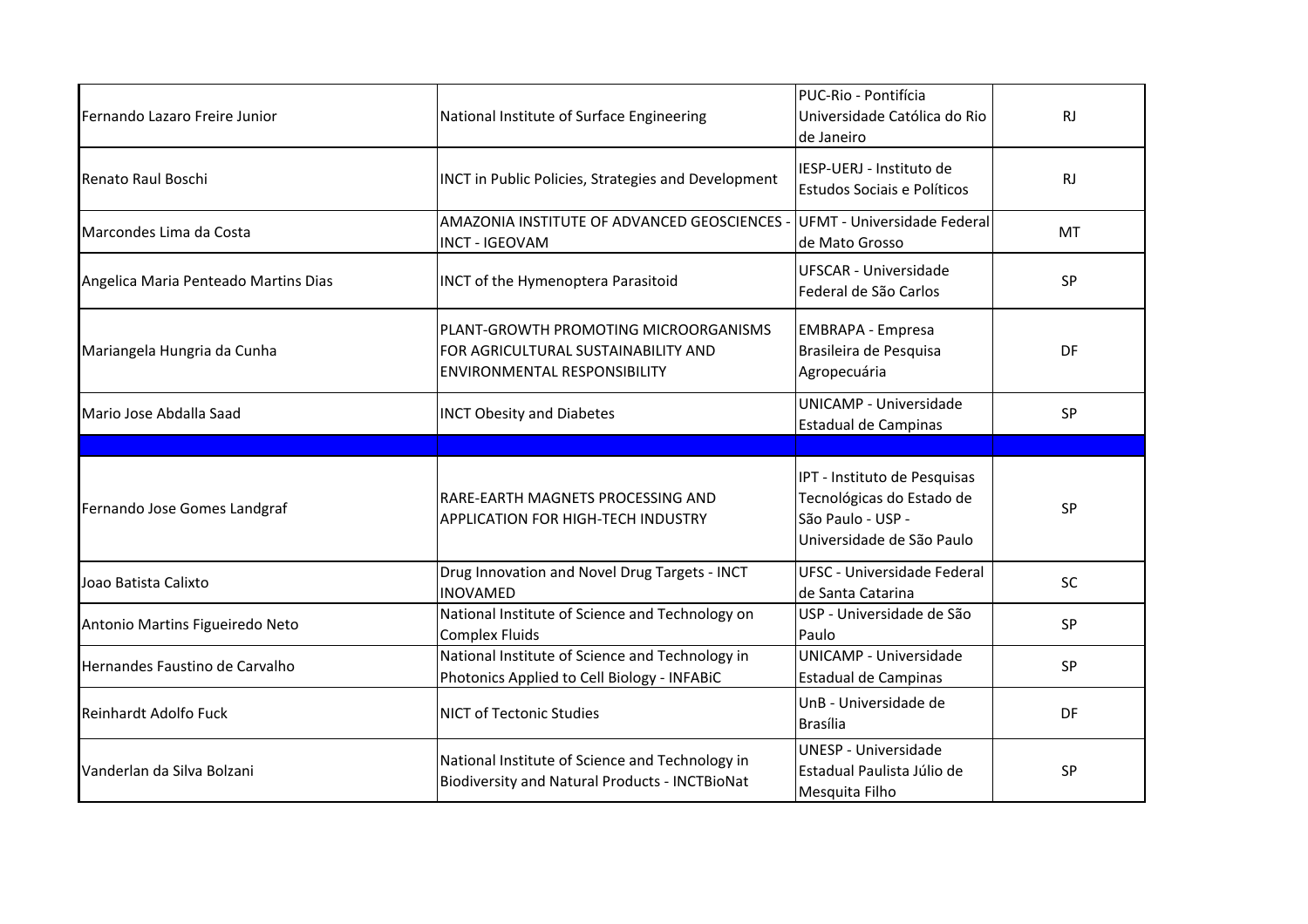| | | | |
|---|---|---|---|
| Fernando Lazaro Freire Junior | National Institute of Surface Engineering | PUC-Rio - Pontifícia Universidade Católica do Rio de Janeiro | RJ |
| Renato Raul Boschi | INCT in Public Policies, Strategies and Development | IESP-UERJ - Instituto de Estudos Sociais e Políticos | RJ |
| Marcondes Lima da Costa | AMAZONIA INSTITUTE OF ADVANCED GEOSCIENCES - INCT - IGEOVAM | UFMT - Universidade Federal de Mato Grosso | MT |
| Angelica Maria Penteado Martins Dias | INCT of the Hymenoptera Parasitoid | UFSCAR - Universidade Federal de São Carlos | SP |
| Mariangela Hungria da Cunha | PLANT-GROWTH PROMOTING MICROORGANISMS FOR AGRICULTURAL SUSTAINABILITY AND ENVIRONMENTAL RESPONSIBILITY | EMBRAPA - Empresa Brasileira de Pesquisa Agropecuária | DF |
| Mario Jose Abdalla Saad | INCT Obesity and Diabetes | UNICAMP - Universidade Estadual de Campinas | SP |
| | | | |
| Fernando Jose Gomes Landgraf | RARE-EARTH MAGNETS PROCESSING AND APPLICATION FOR HIGH-TECH INDUSTRY | IPT - Instituto de Pesquisas Tecnológicas do Estado de São Paulo - USP - Universidade de São Paulo | SP |
| Joao Batista Calixto | Drug Innovation and Novel Drug Targets - INCT INOVAMED | UFSC - Universidade Federal de Santa Catarina | SC |
| Antonio Martins Figueiredo Neto | National Institute of Science and Technology on Complex Fluids | USP - Universidade de São Paulo | SP |
| Hernandes Faustino de Carvalho | National Institute of Science and Technology in Photonics Applied to Cell Biology - INFABiC | UNICAMP - Universidade Estadual de Campinas | SP |
| Reinhardt Adolfo Fuck | NICT of Tectonic Studies | UnB - Universidade de Brasília | DF |
| Vanderlan da Silva Bolzani | National Institute of Science and Technology in Biodiversity and Natural Products - INCTBioNat | UNESP - Universidade Estadual Paulista Júlio de Mesquita Filho | SP |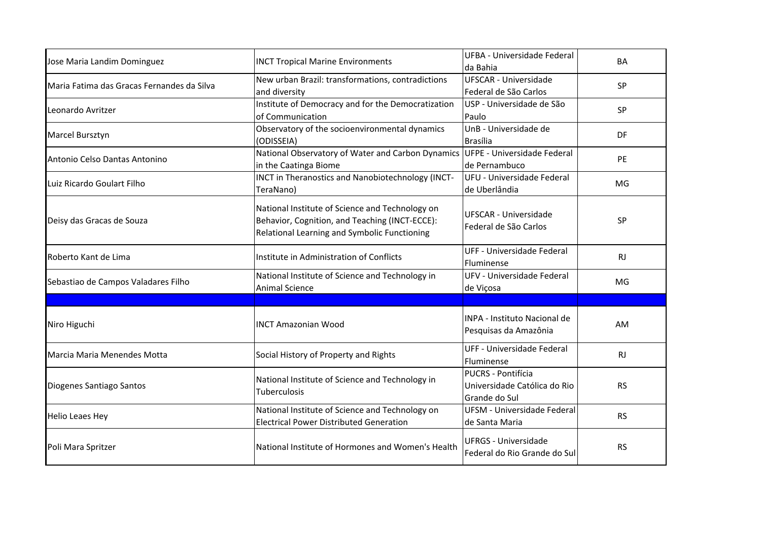| | | | |
|---|---|---|---|
| Jose Maria Landim Dominguez | INCT Tropical Marine Environments | UFBA - Universidade Federal da Bahia | BA |
| Maria Fatima das Gracas Fernandes da Silva | New urban Brazil: transformations, contradictions and diversity | UFSCAR - Universidade Federal de São Carlos | SP |
| Leonardo Avritzer | Institute of Democracy and for the Democratization of Communication | USP - Universidade de São Paulo | SP |
| Marcel Bursztyn | Observatory of the socioenvironmental dynamics (ODISSEIA) | UnB - Universidade de Brasília | DF |
| Antonio Celso Dantas Antonino | National Observatory of Water and Carbon Dynamics in the Caatinga Biome | UFPE - Universidade Federal de Pernambuco | PE |
| Luiz Ricardo Goulart Filho | INCT in Theranostics and Nanobiotechnology (INCT-TeraNano) | UFU - Universidade Federal de Uberlândia | MG |
| Deisy das Gracas de Souza | National Institute of Science and Technology on Behavior, Cognition, and Teaching (INCT-ECCE): Relational Learning and Symbolic Functioning | UFSCAR - Universidade Federal de São Carlos | SP |
| Roberto Kant de Lima | Institute in Administration of Conflicts | UFF - Universidade Federal Fluminense | RJ |
| Sebastiao de Campos Valadares Filho | National Institute of Science and Technology in Animal Science | UFV - Universidade Federal de Viçosa | MG |
| | | | |
| Niro Higuchi | INCT Amazonian Wood | INPA - Instituto Nacional de Pesquisas da Amazônia | AM |
| Marcia Maria Menendes Motta | Social History of Property and Rights | UFF - Universidade Federal Fluminense | RJ |
| Diogenes Santiago Santos | National Institute of Science and Technology in Tuberculosis | PUCRS - Pontifícia Universidade Católica do Rio Grande do Sul | RS |
| Helio Leaes Hey | National Institute of Science and Technology on Electrical Power Distributed Generation | UFSM - Universidade Federal de Santa Maria | RS |
| Poli Mara Spritzer | National Institute of Hormones and Women's Health | UFRGS - Universidade Federal do Rio Grande do Sul | RS |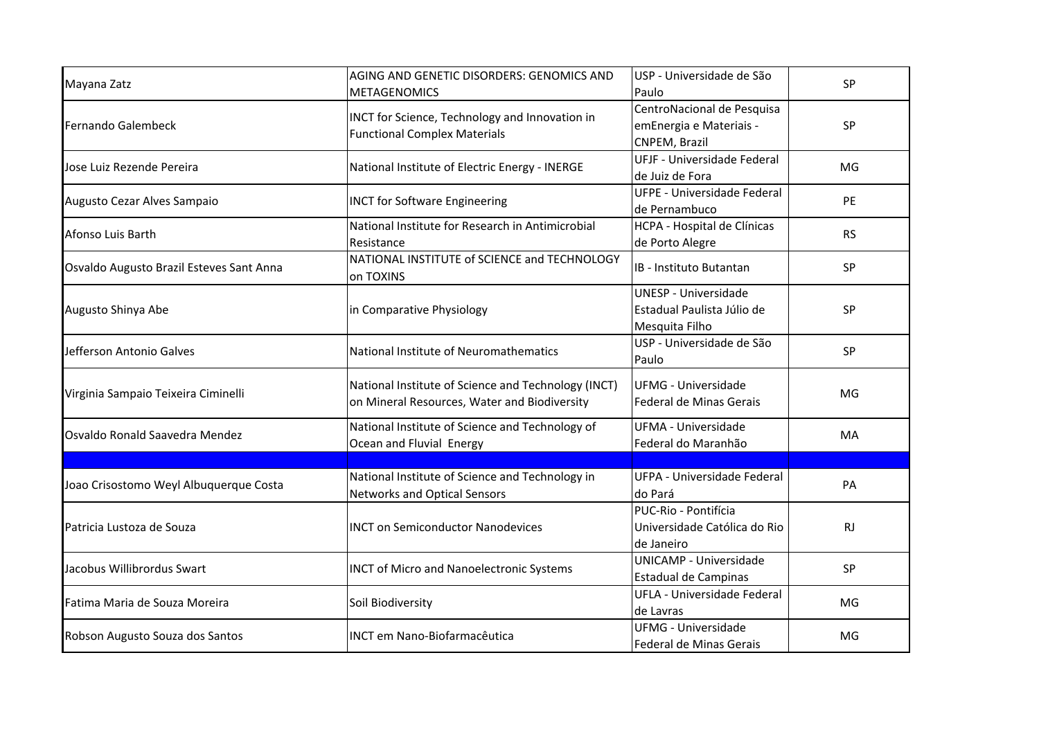| | | | |
|---|---|---|---|
| Mayana Zatz | AGING AND GENETIC DISORDERS: GENOMICS AND METAGENOMICS | USP - Universidade de São Paulo | SP |
| Fernando Galembeck | INCT for Science, Technology and Innovation in Functional Complex Materials | CentroNacional de Pesquisa emEnergia e Materiais - CNPEM, Brazil | SP |
| Jose Luiz Rezende Pereira | National Institute of Electric Energy - INERGE | UFJF - Universidade Federal de Juiz de Fora | MG |
| Augusto Cezar Alves Sampaio | INCT for Software Engineering | UFPE - Universidade Federal de Pernambuco | PE |
| Afonso Luis Barth | National Institute for Research in Antimicrobial Resistance | HCPA - Hospital de Clínicas de Porto Alegre | RS |
| Osvaldo Augusto Brazil Esteves Sant Anna | NATIONAL INSTITUTE of SCIENCE and TECHNOLOGY on TOXINS | IB - Instituto Butantan | SP |
| Augusto Shinya Abe | in Comparative Physiology | UNESP - Universidade Estadual Paulista Júlio de Mesquita Filho | SP |
| Jefferson Antonio Galves | National Institute of Neuromathematics | USP - Universidade de São Paulo | SP |
| Virginia Sampaio Teixeira Ciminelli | National Institute of Science and Technology (INCT) on Mineral Resources, Water and Biodiversity | UFMG - Universidade Federal de Minas Gerais | MG |
| Osvaldo Ronald Saavedra Mendez | National Institute of Science and Technology of Ocean and Fluvial Energy | UFMA - Universidade Federal do Maranhão | MA |
| | | | |
| Joao Crisostomo Weyl Albuquerque Costa | National Institute of Science and Technology in Networks and Optical Sensors | UFPA - Universidade Federal do Pará | PA |
| Patricia Lustoza de Souza | INCT on Semiconductor Nanodevices | PUC-Rio - Pontifícia Universidade Católica do Rio de Janeiro | RJ |
| Jacobus Willibrordus Swart | INCT of Micro and Nanoelectronic Systems | UNICAMP - Universidade Estadual de Campinas | SP |
| Fatima Maria de Souza Moreira | Soil Biodiversity | UFLA - Universidade Federal de Lavras | MG |
| Robson Augusto Souza dos Santos | INCT em Nano-Biofarmacêutica | UFMG - Universidade Federal de Minas Gerais | MG |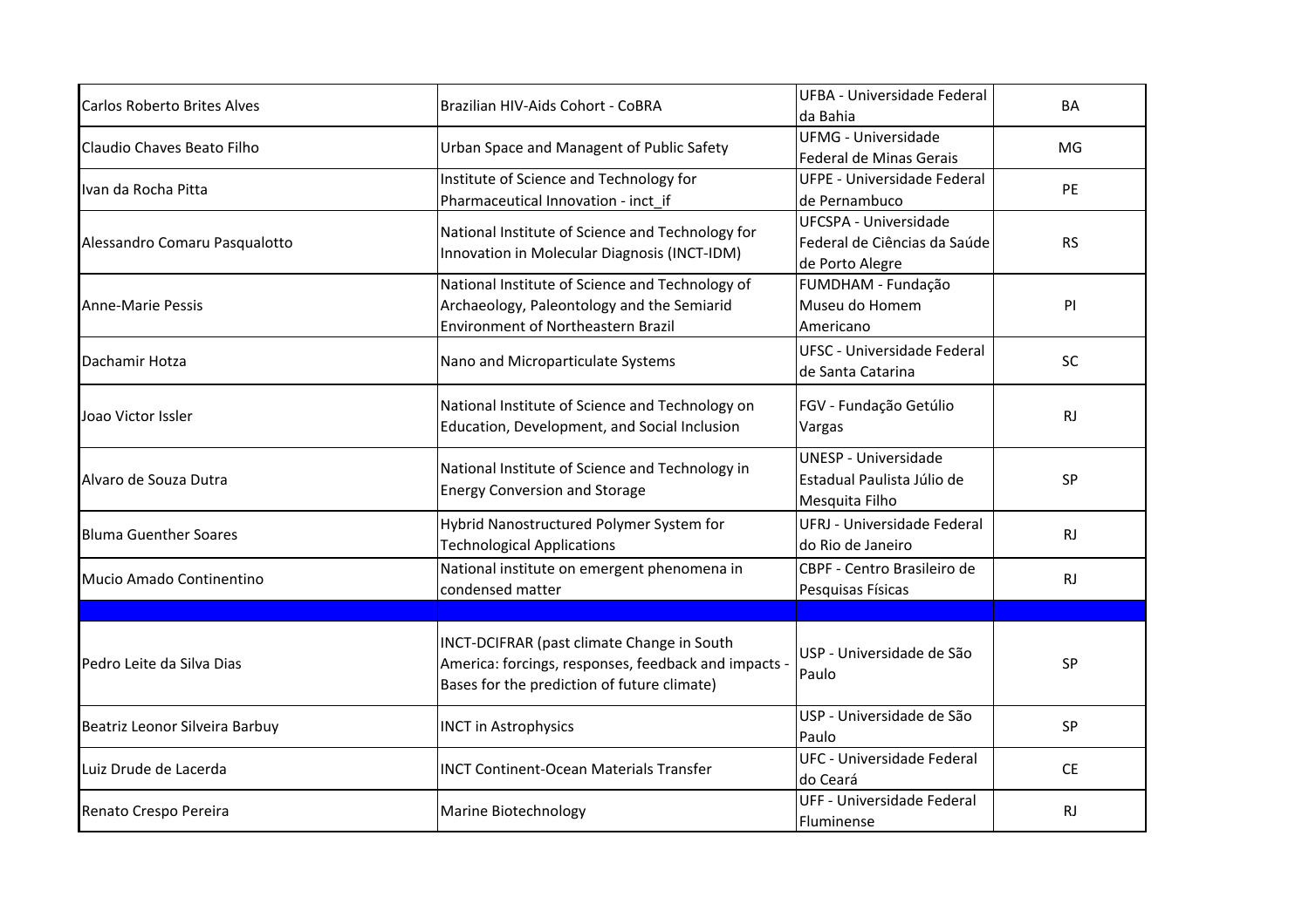| | | | |
|---|---|---|---|
| Carlos Roberto Brites Alves | Brazilian HIV-Aids Cohort - CoBRA | UFBA - Universidade Federal da Bahia | BA |
| Claudio Chaves Beato Filho | Urban Space and Managent of Public Safety | UFMG - Universidade Federal de Minas Gerais | MG |
| Ivan da Rocha Pitta | Institute of Science and Technology for Pharmaceutical Innovation - inct_if | UFPE - Universidade Federal de Pernambuco | PE |
| Alessandro Comaru Pasqualotto | National Institute of Science and Technology for Innovation in Molecular Diagnosis (INCT-IDM) | UFCSPA - Universidade Federal de Ciências da Saúde de Porto Alegre | RS |
| Anne-Marie Pessis | National Institute of Science and Technology of Archaeology, Paleontology and the Semiarid Environment of Northeastern Brazil | FUMDHAM - Fundação Museu do Homem Americano | PI |
| Dachamir Hotza | Nano and Microparticulate Systems | UFSC - Universidade Federal de Santa Catarina | SC |
| Joao Victor Issler | National Institute of Science and Technology on Education, Development, and Social Inclusion | FGV - Fundação Getúlio Vargas | RJ |
| Alvaro de Souza Dutra | National Institute of Science and Technology in Energy Conversion and Storage | UNESP - Universidade Estadual Paulista Júlio de Mesquita Filho | SP |
| Bluma Guenther Soares | Hybrid Nanostructured Polymer System for Technological Applications | UFRJ - Universidade Federal do Rio de Janeiro | RJ |
| Mucio Amado Continentino | National institute on emergent phenomena in condensed matter | CBPF - Centro Brasileiro de Pesquisas Físicas | RJ |
| | | | |
| Pedro Leite da Silva Dias | INCT-DCIFRAR (past climate Change in South America: forcings, responses, feedback and impacts - Bases for the prediction of future climate) | USP - Universidade de São Paulo | SP |
| Beatriz Leonor Silveira Barbuy | INCT in Astrophysics | USP - Universidade de São Paulo | SP |
| Luiz Drude de Lacerda | INCT Continent-Ocean Materials Transfer | UFC - Universidade Federal do Ceará | CE |
| Renato Crespo Pereira | Marine Biotechnology | UFF - Universidade Federal Fluminense | RJ |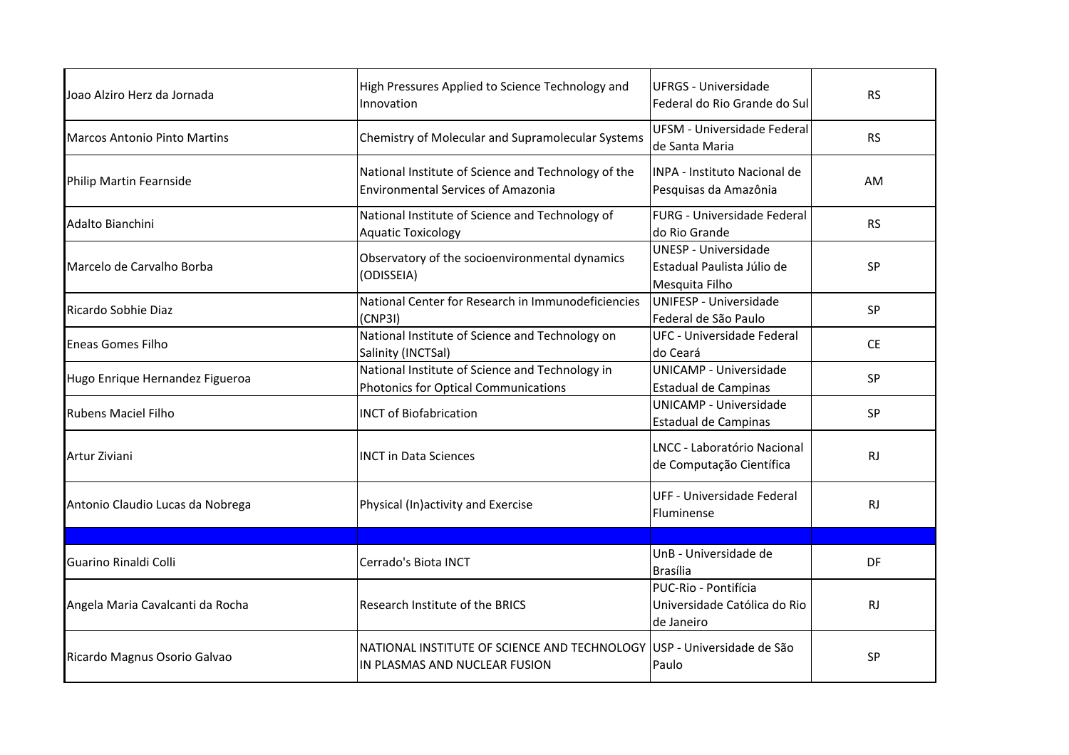| Joao Alziro Herz da Jornada | High Pressures Applied to Science Technology and Innovation | UFRGS - Universidade Federal do Rio Grande do Sul | RS |
|---|---|---|---|
| Marcos Antonio Pinto Martins | Chemistry of Molecular and Supramolecular Systems | UFSM - Universidade Federal de Santa Maria | RS |
| Philip Martin Fearnside | National Institute of Science and Technology of the Environmental Services of Amazonia | INPA - Instituto Nacional de Pesquisas da Amazônia | AM |
| Adalto Bianchini | National Institute of Science and Technology of Aquatic Toxicology | FURG - Universidade Federal do Rio Grande | RS |
| Marcelo de Carvalho Borba | Observatory of the socioenvironmental dynamics (ODISSEIA) | UNESP - Universidade Estadual Paulista Júlio de Mesquita Filho | SP |
| Ricardo Sobhie Diaz | National Center for Research in Immunodeficiencies (CNP3I) | UNIFESP - Universidade Federal de São Paulo | SP |
| Eneas Gomes Filho | National Institute of Science and Technology on Salinity (INCTSal) | UFC - Universidade Federal do Ceará | CE |
| Hugo Enrique Hernandez Figueroa | National Institute of Science and Technology in Photonics for Optical Communications | UNICAMP - Universidade Estadual de Campinas | SP |
| Rubens Maciel Filho | INCT of Biofabrication | UNICAMP - Universidade Estadual de Campinas | SP |
| Artur Ziviani | INCT in Data Sciences | LNCC - Laboratório Nacional de Computação Científica | RJ |
| Antonio Claudio Lucas da Nobrega | Physical (In)activity and Exercise | UFF - Universidade Federal Fluminense | RJ |
| | | | |
| Guarino Rinaldi Colli | Cerrado's Biota INCT | UnB - Universidade de Brasília | DF |
| Angela Maria Cavalcanti da Rocha | Research Institute of the BRICS | PUC-Rio - Pontifícia Universidade Católica do Rio de Janeiro | RJ |
| Ricardo Magnus Osorio Galvao | NATIONAL INSTITUTE OF SCIENCE AND TECHNOLOGY IN PLASMAS AND NUCLEAR FUSION | USP - Universidade de São Paulo | SP |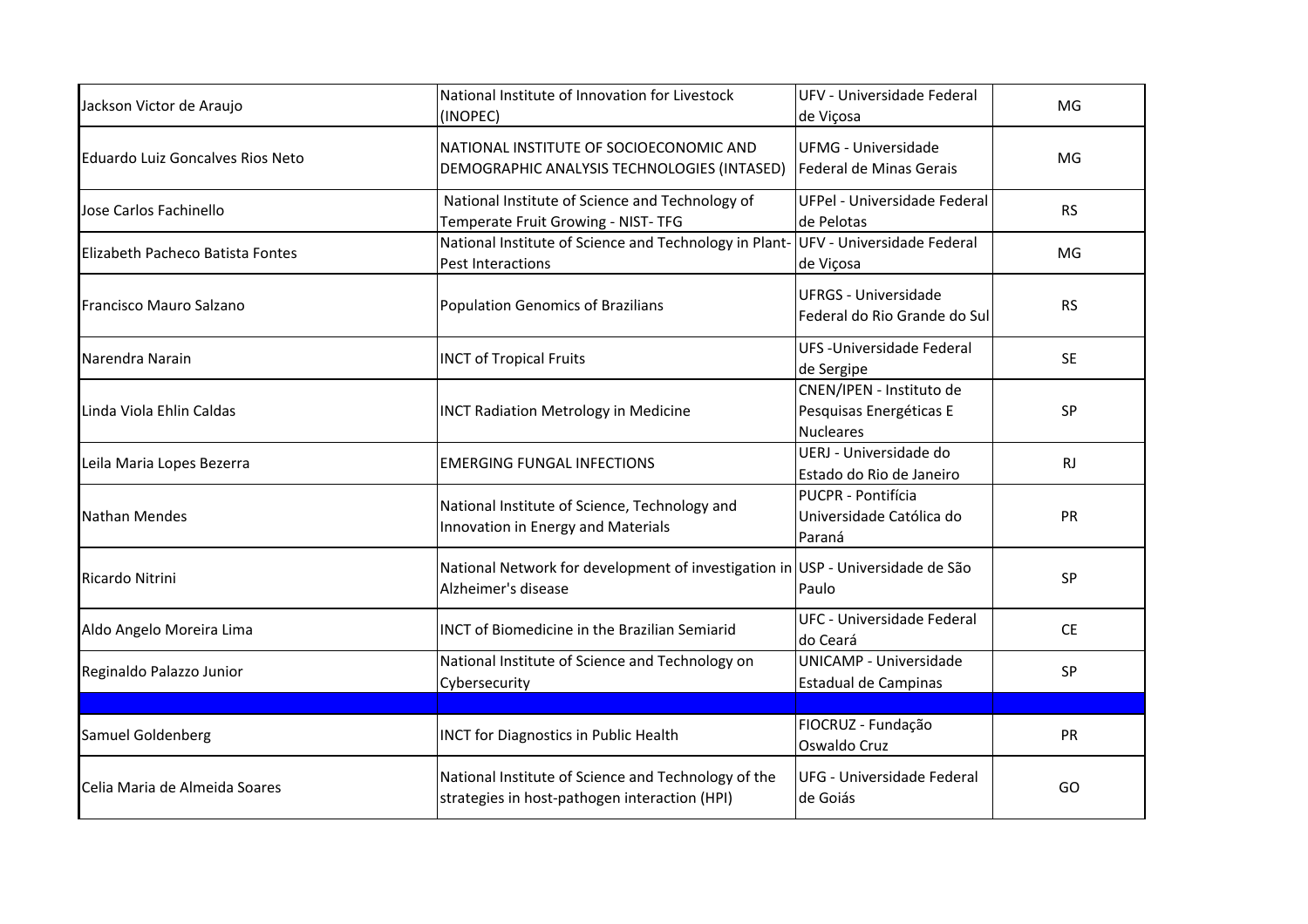| | | | |
|---|---|---|---|
| Jackson Victor de Araujo | National Institute of Innovation for Livestock (INOPEC) | UFV - Universidade Federal de Viçosa | MG |
| Eduardo Luiz Goncalves Rios Neto | NATIONAL INSTITUTE OF SOCIOECONOMIC AND DEMOGRAPHIC ANALYSIS TECHNOLOGIES (INTASED) | UFMG - Universidade Federal de Minas Gerais | MG |
| Jose Carlos Fachinello | National Institute of Science and Technology of Temperate Fruit Growing - NIST- TFG | UFPel - Universidade Federal de Pelotas | RS |
| Elizabeth Pacheco Batista Fontes | National Institute of Science and Technology in Plant-Pest Interactions | UFV - Universidade Federal de Viçosa | MG |
| Francisco Mauro Salzano | Population Genomics of Brazilians | UFRGS - Universidade Federal do Rio Grande do Sul | RS |
| Narendra Narain | INCT of Tropical Fruits | UFS -Universidade Federal de Sergipe | SE |
| Linda Viola Ehlin Caldas | INCT Radiation Metrology in Medicine | CNEN/IPEN - Instituto de Pesquisas Energéticas E Nucleares | SP |
| Leila Maria Lopes Bezerra | EMERGING FUNGAL INFECTIONS | UERJ - Universidade do Estado do Rio de Janeiro | RJ |
| Nathan Mendes | National Institute of Science, Technology and Innovation in Energy and Materials | PUCPR - Pontifícia Universidade Católica do Paraná | PR |
| Ricardo Nitrini | National Network for development of investigation in Alzheimer's disease | USP - Universidade de São Paulo | SP |
| Aldo Angelo Moreira Lima | INCT of Biomedicine in the Brazilian Semiarid | UFC - Universidade Federal do Ceará | CE |
| Reginaldo Palazzo Junior | National Institute of Science and Technology on Cybersecurity | UNICAMP - Universidade Estadual de Campinas | SP |
| | | | |
| Samuel Goldenberg | INCT for Diagnostics in Public Health | FIOCRUZ - Fundação Oswaldo Cruz | PR |
| Celia Maria de Almeida Soares | National Institute of Science and Technology of the strategies in host-pathogen interaction (HPI) | UFG - Universidade Federal de Goiás | GO |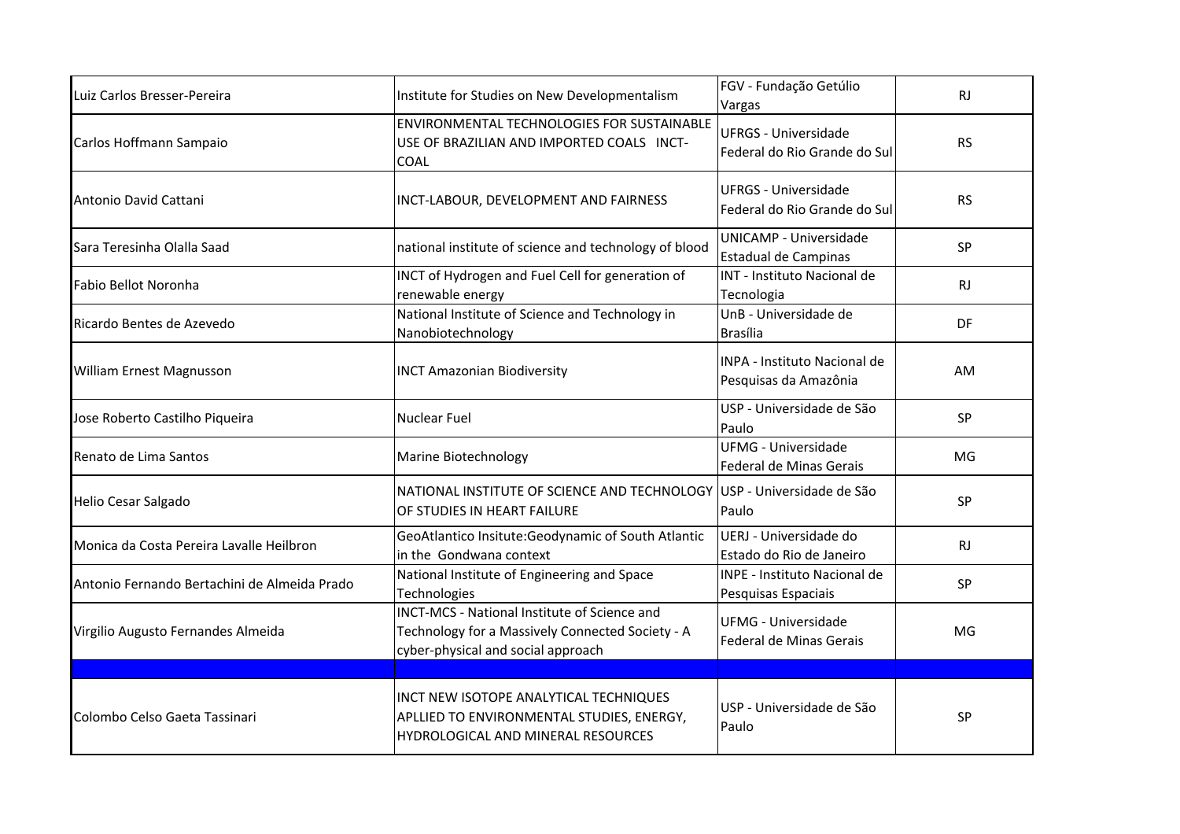| | | | |
|---|---|---|---|
| Luiz Carlos Bresser-Pereira | Institute for Studies on New Developmentalism | FGV - Fundação Getúlio Vargas | RJ |
| Carlos Hoffmann Sampaio | ENVIRONMENTAL TECHNOLOGIES FOR SUSTAINABLE USE OF BRAZILIAN AND IMPORTED COALS INCT-COAL | UFRGS - Universidade Federal do Rio Grande do Sul | RS |
| Antonio David Cattani | INCT-LABOUR, DEVELOPMENT AND FAIRNESS | UFRGS - Universidade Federal do Rio Grande do Sul | RS |
| Sara Teresinha Olalla Saad | national institute of science and technology of blood | UNICAMP - Universidade Estadual de Campinas | SP |
| Fabio Bellot Noronha | INCT of Hydrogen and Fuel Cell for generation of renewable energy | INT - Instituto Nacional de Tecnologia | RJ |
| Ricardo Bentes de Azevedo | National Institute of Science and Technology in Nanobiotechnology | UnB - Universidade de Brasília | DF |
| William Ernest Magnusson | INCT Amazonian Biodiversity | INPA - Instituto Nacional de Pesquisas da Amazônia | AM |
| Jose Roberto Castilho Piqueira | Nuclear Fuel | USP - Universidade de São Paulo | SP |
| Renato de Lima Santos | Marine Biotechnology | UFMG - Universidade Federal de Minas Gerais | MG |
| Helio Cesar Salgado | NATIONAL INSTITUTE OF SCIENCE AND TECHNOLOGY OF STUDIES IN HEART FAILURE | USP - Universidade de São Paulo | SP |
| Monica da Costa Pereira Lavalle Heilbron | GeoAtlantico Insitute:Geodynamic of South Atlantic in the Gondwana context | UERJ - Universidade do Estado do Rio de Janeiro | RJ |
| Antonio Fernando Bertachini de Almeida Prado | National Institute of Engineering and Space Technologies | INPE - Instituto Nacional de Pesquisas Espaciais | SP |
| Virgilio Augusto Fernandes Almeida | INCT-MCS - National Institute of Science and Technology for a Massively Connected Society - A cyber-physical and social approach | UFMG - Universidade Federal de Minas Gerais | MG |
| | | | |
| Colombo Celso Gaeta Tassinari | INCT NEW ISOTOPE ANALYTICAL TECHNIQUES APLLIED TO ENVIRONMENTAL STUDIES, ENERGY, HYDROLOGICAL AND MINERAL RESOURCES | USP - Universidade de São Paulo | SP |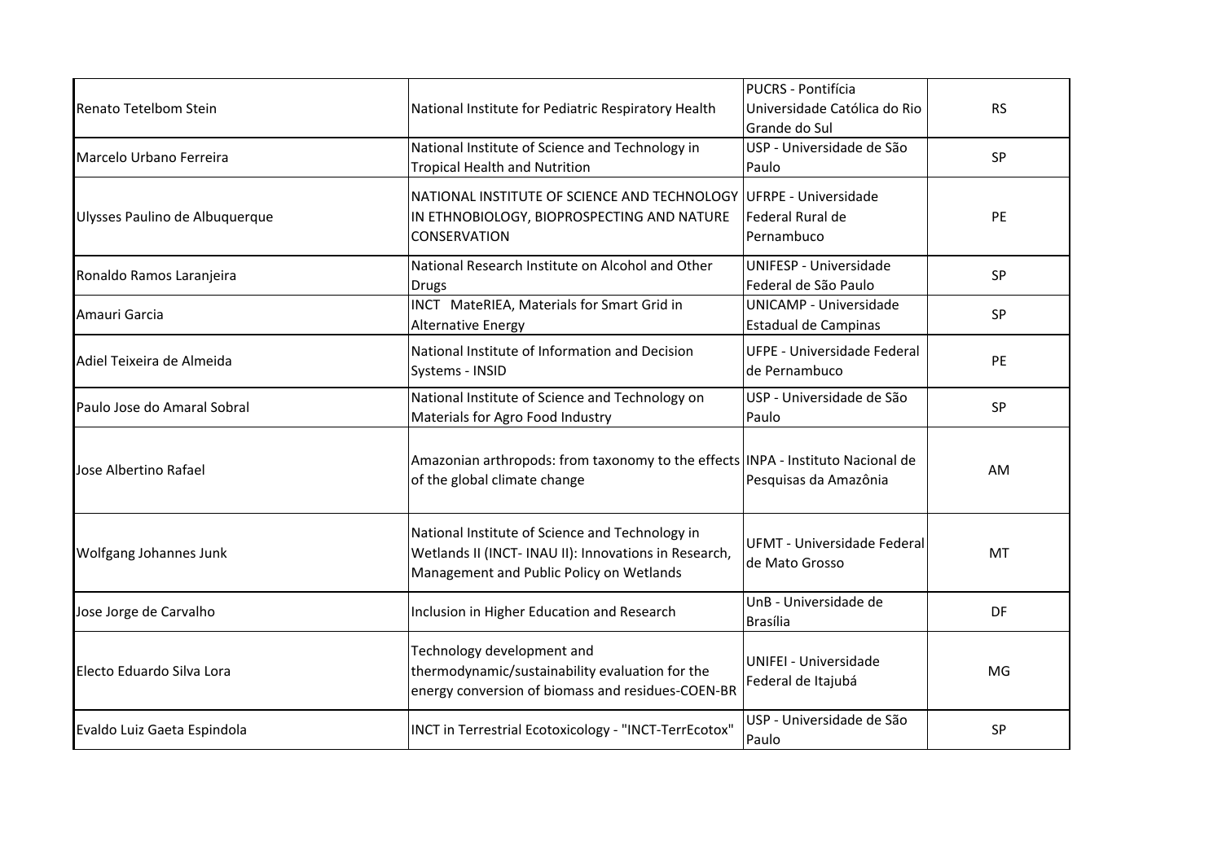| | | | |
|---|---|---|---|
| Renato Tetelbom Stein | National Institute for Pediatric Respiratory Health | PUCRS - Pontifícia Universidade Católica do Rio Grande do Sul | RS |
| Marcelo Urbano Ferreira | National Institute of Science and Technology in Tropical Health and Nutrition | USP - Universidade de São Paulo | SP |
| Ulysses Paulino de Albuquerque | NATIONAL INSTITUTE OF SCIENCE AND TECHNOLOGY IN ETHNOBIOLOGY, BIOPROSPECTING AND NATURE CONSERVATION | UFRPE - Universidade Federal Rural de Pernambuco | PE |
| Ronaldo Ramos Laranjeira | National Research Institute on Alcohol and Other Drugs | UNIFESP - Universidade Federal de São Paulo | SP |
| Amauri Garcia | INCT MateRIEA, Materials for Smart Grid in Alternative Energy | UNICAMP - Universidade Estadual de Campinas | SP |
| Adiel Teixeira de Almeida | National Institute of Information and Decision Systems - INSID | UFPE - Universidade Federal de Pernambuco | PE |
| Paulo Jose do Amaral Sobral | National Institute of Science and Technology on Materials for Agro Food Industry | USP - Universidade de São Paulo | SP |
| Jose Albertino Rafael | Amazonian arthropods: from taxonomy to the effects of the global climate change | INPA - Instituto Nacional de Pesquisas da Amazônia | AM |
| Wolfgang Johannes Junk | National Institute of Science and Technology in Wetlands II (INCT- INAU II): Innovations in Research, Management and Public Policy on Wetlands | UFMT - Universidade Federal de Mato Grosso | MT |
| Jose Jorge de Carvalho | Inclusion in Higher Education and Research | UnB - Universidade de Brasília | DF |
| Electo Eduardo Silva Lora | Technology development and thermodynamic/sustainability evaluation for the energy conversion of biomass and residues-COEN-BR | UNIFEI - Universidade Federal de Itajubá | MG |
| Evaldo Luiz Gaeta Espindola | INCT in Terrestrial Ecotoxicology - "INCT-TerrEcotox" | USP - Universidade de São Paulo | SP |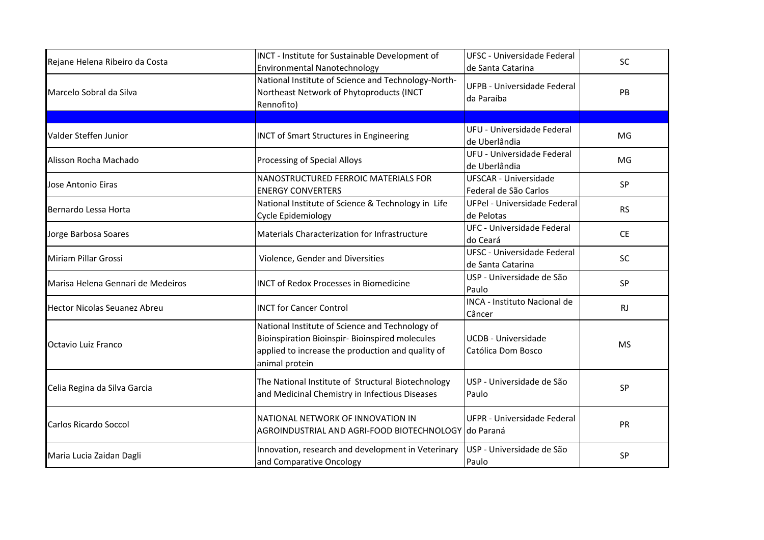| | | | |
|---|---|---|---|
| Rejane Helena Ribeiro da Costa | INCT - Institute for Sustainable Development of Environmental Nanotechnology | UFSC - Universidade Federal de Santa Catarina | SC |
| Marcelo Sobral da Silva | National Institute of Science and Technology-North-Northeast Network of Phytoproducts (INCT Rennofito) | UFPB - Universidade Federal da Paraíba | PB |
| | | | |
| Valder Steffen Junior | INCT of Smart Structures in Engineering | UFU - Universidade Federal de Uberlândia | MG |
| Alisson Rocha Machado | Processing of Special Alloys | UFU - Universidade Federal de Uberlândia | MG |
| Jose Antonio Eiras | NANOSTRUCTURED FERROIC MATERIALS FOR ENERGY CONVERTERS | UFSCAR - Universidade Federal de São Carlos | SP |
| Bernardo Lessa Horta | National Institute of Science & Technology in Life Cycle Epidemiology | UFPel - Universidade Federal de Pelotas | RS |
| Jorge Barbosa Soares | Materials Characterization for Infrastructure | UFC - Universidade Federal do Ceará | CE |
| Miriam Pillar Grossi | Violence, Gender and Diversities | UFSC - Universidade Federal de Santa Catarina | SC |
| Marisa Helena Gennari de Medeiros | INCT of Redox Processes in Biomedicine | USP - Universidade de São Paulo | SP |
| Hector Nicolas Seuanez Abreu | INCT for Cancer Control | INCA - Instituto Nacional de Câncer | RJ |
| Octavio Luiz Franco | National Institute of Science and Technology of Bioinspiration Bioinspir- Bioinspired molecules applied to increase the production and quality of animal protein | UCDB - Universidade Católica Dom Bosco | MS |
| Celia Regina da Silva Garcia | The National Institute of Structural Biotechnology and Medicinal Chemistry in Infectious Diseases | USP - Universidade de São Paulo | SP |
| Carlos Ricardo Soccol | NATIONAL NETWORK OF INNOVATION IN AGROINDUSTRIAL AND AGRI-FOOD BIOTECHNOLOGY | UFPR - Universidade Federal do Paraná | PR |
| Maria Lucia Zaidan Dagli | Innovation, research and development in Veterinary and Comparative Oncology | USP - Universidade de São Paulo | SP |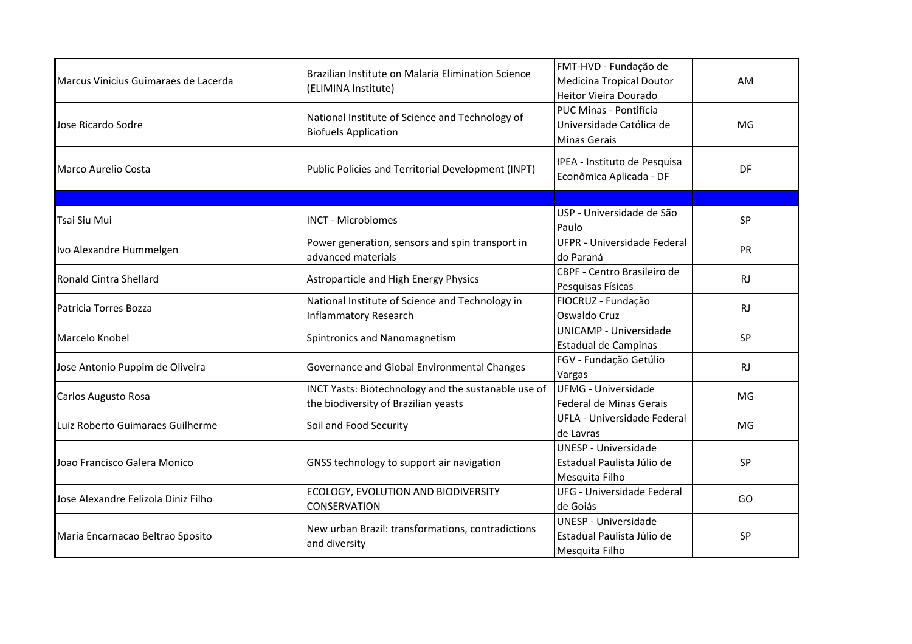| | | | |
|---|---|---|---|
| Marcus Vinicius Guimaraes de Lacerda | Brazilian Institute on Malaria Elimination Science (ELIMINA Institute) | FMT-HVD - Fundação de Medicina Tropical Doutor Heitor Vieira Dourado | AM |
| Jose Ricardo Sodre | National Institute of Science and Technology of Biofuels Application | PUC Minas - Pontifícia Universidade Católica de Minas Gerais | MG |
| Marco Aurelio Costa | Public Policies and Territorial Development (INPT) | IPEA - Instituto de Pesquisa Econômica Aplicada - DF | DF |
| | | | |
| Tsai Siu Mui | INCT - Microbiomes | USP - Universidade de São Paulo | SP |
| Ivo Alexandre Hummelgen | Power generation, sensors and spin transport in advanced materials | UFPR - Universidade Federal do Paraná | PR |
| Ronald Cintra Shellard | Astroparticle and High Energy Physics | CBPF - Centro Brasileiro de Pesquisas Físicas | RJ |
| Patricia Torres Bozza | National Institute of Science and Technology in Inflammatory Research | FIOCRUZ - Fundação Oswaldo Cruz | RJ |
| Marcelo Knobel | Spintronics and Nanomagnetism | UNICAMP - Universidade Estadual de Campinas | SP |
| Jose Antonio Puppim de Oliveira | Governance and Global Environmental Changes | FGV - Fundação Getúlio Vargas | RJ |
| Carlos Augusto Rosa | INCT Yasts: Biotechnology and the sustanable use of the biodiversity of Brazilian yeasts | UFMG - Universidade Federal de Minas Gerais | MG |
| Luiz Roberto Guimaraes Guilherme | Soil and Food Security | UFLA - Universidade Federal de Lavras | MG |
| Joao Francisco Galera Monico | GNSS technology to support air navigation | UNESP - Universidade Estadual Paulista Júlio de Mesquita Filho | SP |
| Jose Alexandre Felizola Diniz Filho | ECOLOGY, EVOLUTION AND BIODIVERSITY CONSERVATION | UFG - Universidade Federal de Goiás | GO |
| Maria Encarnacao Beltrao Sposito | New urban Brazil: transformations, contradictions and diversity | UNESP - Universidade Estadual Paulista Júlio de Mesquita Filho | SP |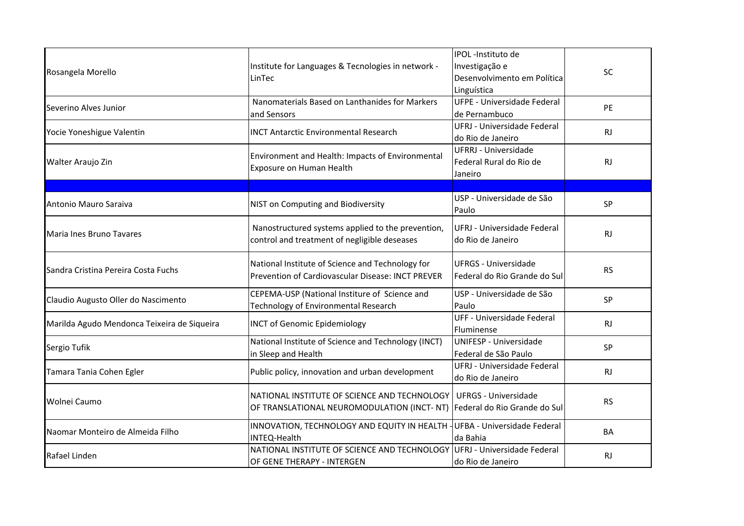| | | | |
|---|---|---|---|
| Rosangela Morello | Institute for Languages & Tecnologies in network - LinTec | IPOL -Instituto de Investigação e Desenvolvimento em Política Linguística | SC |
| Severino Alves Junior | Nanomaterials Based on Lanthanides for Markers and Sensors | UFPE - Universidade Federal de Pernambuco | PE |
| Yocie Yoneshigue Valentin | INCT Antarctic Environmental Research | UFRJ - Universidade Federal do Rio de Janeiro | RJ |
| Walter Araujo Zin | Environment and Health: Impacts of Environmental Exposure on Human Health | UFRRJ - Universidade Federal Rural do Rio de Janeiro | RJ |
| | | | |
| Antonio Mauro Saraiva | NIST on Computing and Biodiversity | USP - Universidade de São Paulo | SP |
| Maria Ines Bruno Tavares | Nanostructured systems applied to the prevention, control and treatment of negligible deseases | UFRJ - Universidade Federal do Rio de Janeiro | RJ |
| Sandra Cristina Pereira Costa Fuchs | National Institute of Science and Technology for Prevention of Cardiovascular Disease: INCT PREVER | UFRGS - Universidade Federal do Rio Grande do Sul | RS |
| Claudio Augusto Oller do Nascimento | CEPEMA-USP (National Institure of Science and Technology of Environmental Research | USP - Universidade de São Paulo | SP |
| Marilda Agudo Mendonca Teixeira de Siqueira | INCT of Genomic Epidemiology | UFF - Universidade Federal Fluminense | RJ |
| Sergio Tufik | National Institute of Science and Technology (INCT) in Sleep and Health | UNIFESP - Universidade Federal de São Paulo | SP |
| Tamara Tania Cohen Egler | Public policy, innovation and urban development | UFRJ - Universidade Federal do Rio de Janeiro | RJ |
| Wolnei Caumo | NATIONAL INSTITUTE OF SCIENCE AND TECHNOLOGY OF TRANSLATIONAL NEUROMODULATION (INCT- NT) | UFRGS - Universidade Federal do Rio Grande do Sul | RS |
| Naomar Monteiro de Almeida Filho | INNOVATION, TECHNOLOGY AND EQUITY IN HEALTH - INTEQ-Health | UFBA - Universidade Federal da Bahia | BA |
| Rafael Linden | NATIONAL INSTITUTE OF SCIENCE AND TECHNOLOGY OF GENE THERAPY - INTERGEN | UFRJ - Universidade Federal do Rio de Janeiro | RJ |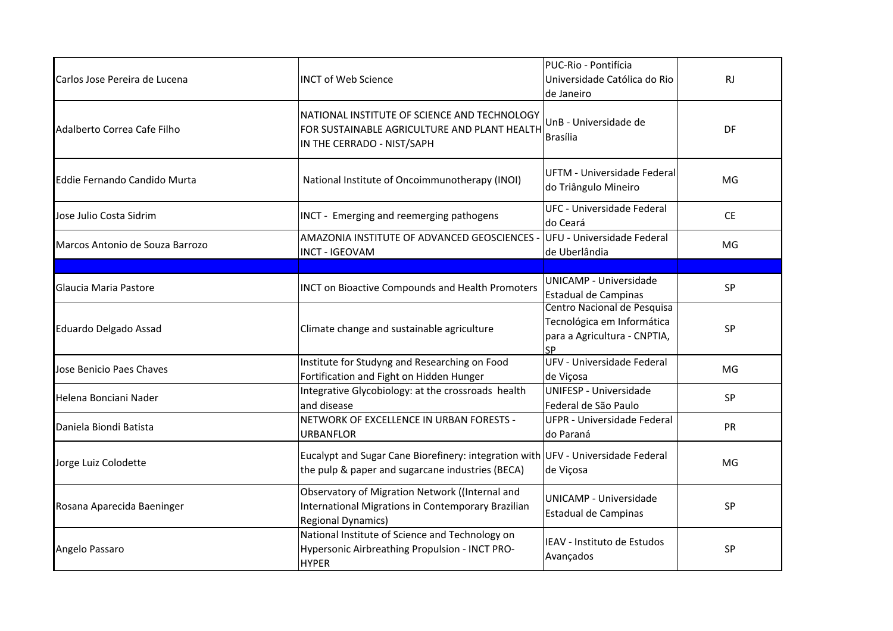| | | | |
|---|---|---|---|
| Carlos Jose Pereira de Lucena | INCT of Web Science | PUC-Rio - Pontifícia Universidade Católica do Rio de Janeiro | RJ |
| Adalberto Correa Cafe Filho | NATIONAL INSTITUTE OF SCIENCE AND TECHNOLOGY FOR SUSTAINABLE AGRICULTURE AND PLANT HEALTH IN THE CERRADO - NIST/SAPH | UnB - Universidade de Brasília | DF |
| Eddie Fernando Candido Murta | National Institute of Oncoimmunotherapy (INOI) | UFTM - Universidade Federal do Triângulo Mineiro | MG |
| Jose Julio Costa Sidrim | INCT - Emerging and reemerging pathogens | UFC - Universidade Federal do Ceará | CE |
| Marcos Antonio de Souza Barrozo | AMAZONIA INSTITUTE OF ADVANCED GEOSCIENCES - INCT - IGEOVAM | UFU - Universidade Federal de Uberlândia | MG |
| | | | |
| Glaucia Maria Pastore | INCT on Bioactive Compounds and Health Promoters | UNICAMP - Universidade Estadual de Campinas | SP |
| Eduardo Delgado Assad | Climate change and sustainable agriculture | Centro Nacional de Pesquisa Tecnológica em Informática para a Agricultura - CNPTIA, SP | SP |
| Jose Benicio Paes Chaves | Institute for Studyng and Researching on Food Fortification and Fight on Hidden Hunger | UFV - Universidade Federal de Viçosa | MG |
| Helena Bonciani Nader | Integrative Glycobiology: at the crossroads health and disease | UNIFESP - Universidade Federal de São Paulo | SP |
| Daniela Biondi Batista | NETWORK OF EXCELLENCE IN URBAN FORESTS - URBANFLOR | UFPR - Universidade Federal do Paraná | PR |
| Jorge Luiz Colodette | Eucalypt and Sugar Cane Biorefinery: integration with the pulp & paper and sugarcane industries (BECA) | UFV - Universidade Federal de Viçosa | MG |
| Rosana Aparecida Baeninger | Observatory of Migration Network ((Internal and International Migrations in Contemporary Brazilian Regional Dynamics) | UNICAMP - Universidade Estadual de Campinas | SP |
| Angelo Passaro | National Institute of Science and Technology on Hypersonic Airbreathing Propulsion - INCT PRO-HYPER | IEAV - Instituto de Estudos Avançados | SP |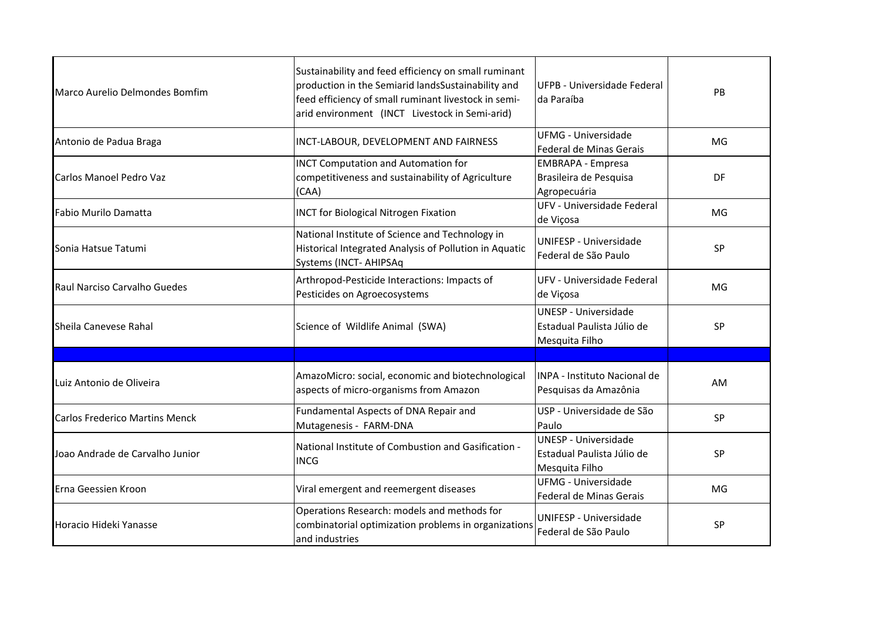| | | | |
|---|---|---|---|
| Marco Aurelio Delmondes Bomfim | Sustainability and feed efficiency on small ruminant production in the Semiarid landsSustainability and feed efficiency of small ruminant livestock in semi-arid environment (INCT Livestock in Semi-arid) | UFPB - Universidade Federal da Paraíba | PB |
| Antonio de Padua Braga | INCT-LABOUR, DEVELOPMENT AND FAIRNESS | UFMG - Universidade Federal de Minas Gerais | MG |
| Carlos Manoel Pedro Vaz | INCT Computation and Automation for competitiveness and sustainability of Agriculture (CAA) | EMBRAPA - Empresa Brasileira de Pesquisa Agropecuária | DF |
| Fabio Murilo Damatta | INCT for Biological Nitrogen Fixation | UFV - Universidade Federal de Viçosa | MG |
| Sonia Hatsue Tatumi | National Institute of Science and Technology in Historical Integrated Analysis of Pollution in Aquatic Systems (INCT- AHIPSAq | UNIFESP - Universidade Federal de São Paulo | SP |
| Raul Narciso Carvalho Guedes | Arthropod-Pesticide Interactions: Impacts of Pesticides on Agroecosystems | UFV - Universidade Federal de Viçosa | MG |
| Sheila Canevese Rahal | Science of Wildlife Animal (SWA) | UNESP - Universidade Estadual Paulista Júlio de Mesquita Filho | SP |
| | | | |
| Luiz Antonio de Oliveira | AmazoMicro: social, economic and biotechnological aspects of micro-organisms from Amazon | INPA - Instituto Nacional de Pesquisas da Amazônia | AM |
| Carlos Frederico Martins Menck | Fundamental Aspects of DNA Repair and Mutagenesis - FARM-DNA | USP - Universidade de São Paulo | SP |
| Joao Andrade de Carvalho Junior | National Institute of Combustion and Gasification - INCG | UNESP - Universidade Estadual Paulista Júlio de Mesquita Filho | SP |
| Erna Geessien Kroon | Viral emergent and reemergent diseases | UFMG - Universidade Federal de Minas Gerais | MG |
| Horacio Hideki Yanasse | Operations Research: models and methods for combinatorial optimization problems in organizations and industries | UNIFESP - Universidade Federal de São Paulo | SP |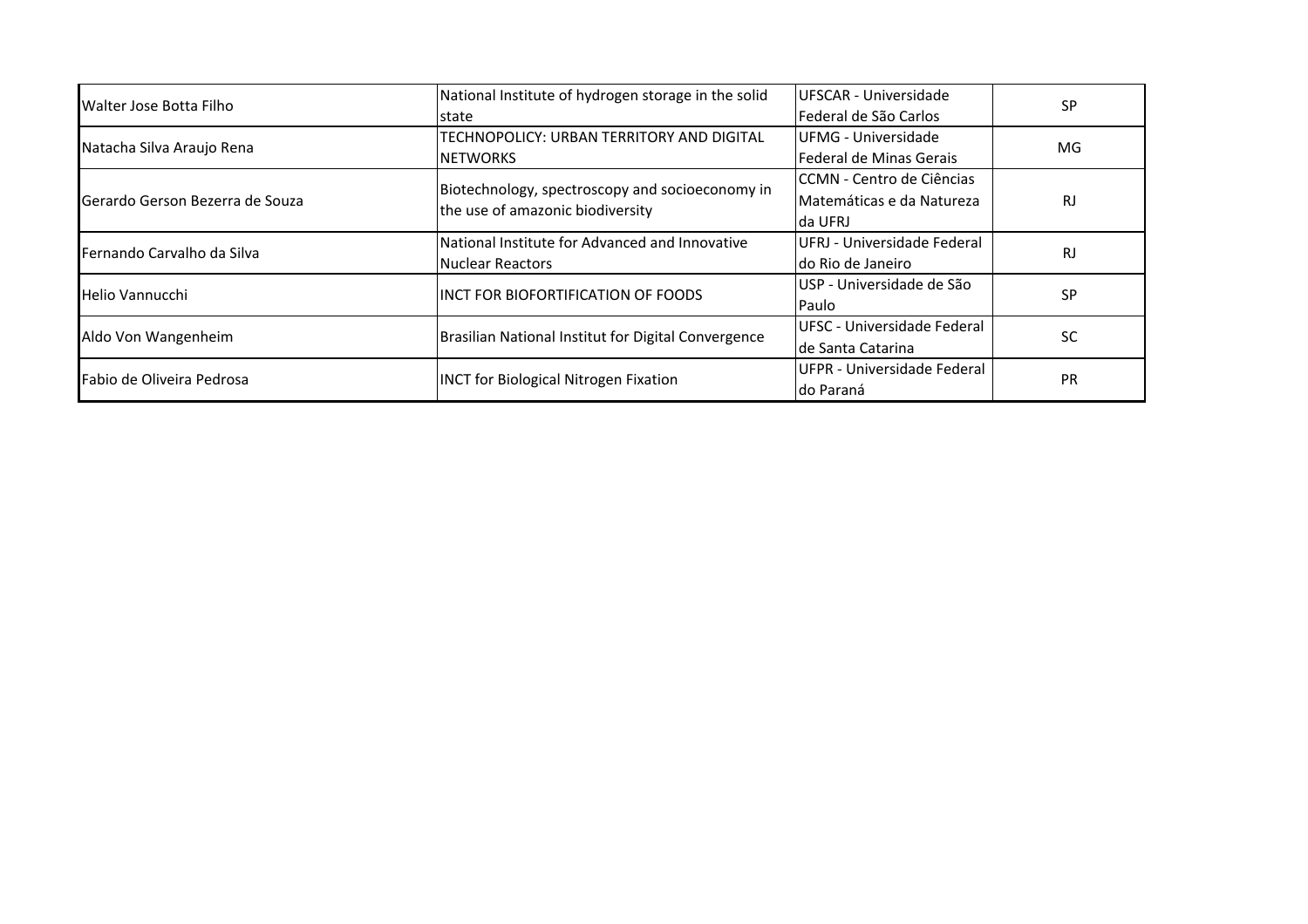| | | | |
|---|---|---|---|
| Walter Jose Botta Filho | National Institute of hydrogen storage in the solid state | UFSCAR - Universidade Federal de São Carlos | SP |
| Natacha Silva Araujo Rena | TECHNOPOLICY: URBAN TERRITORY AND DIGITAL NETWORKS | UFMG - Universidade Federal de Minas Gerais | MG |
| Gerardo Gerson Bezerra de Souza | Biotechnology, spectroscopy and socioeconomy in the use of amazonic biodiversity | CCMN - Centro de Ciências Matemáticas e da Natureza da UFRJ | RJ |
| Fernando Carvalho da Silva | National Institute for Advanced and Innovative Nuclear Reactors | UFRJ - Universidade Federal do Rio de Janeiro | RJ |
| Helio Vannucchi | INCT FOR BIOFORTIFICATION OF FOODS | USP - Universidade de São Paulo | SP |
| Aldo Von Wangenheim | Brasilian National Institut for Digital Convergence | UFSC - Universidade Federal de Santa Catarina | SC |
| Fabio de Oliveira Pedrosa | INCT for Biological Nitrogen Fixation | UFPR - Universidade Federal do Paraná | PR |